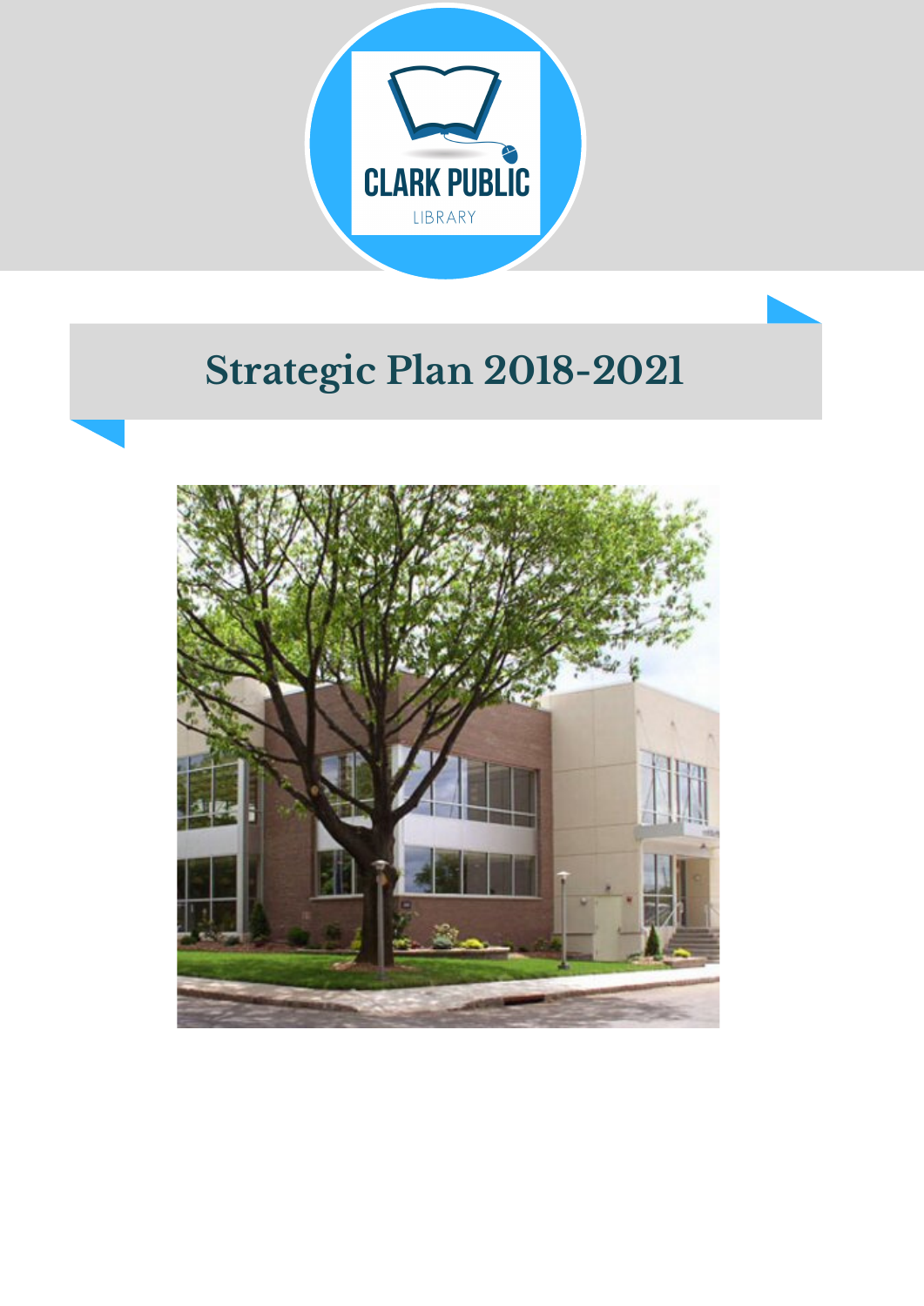CLARK PUBLIC

LIBRARY

# Strategic Plan 2018-2021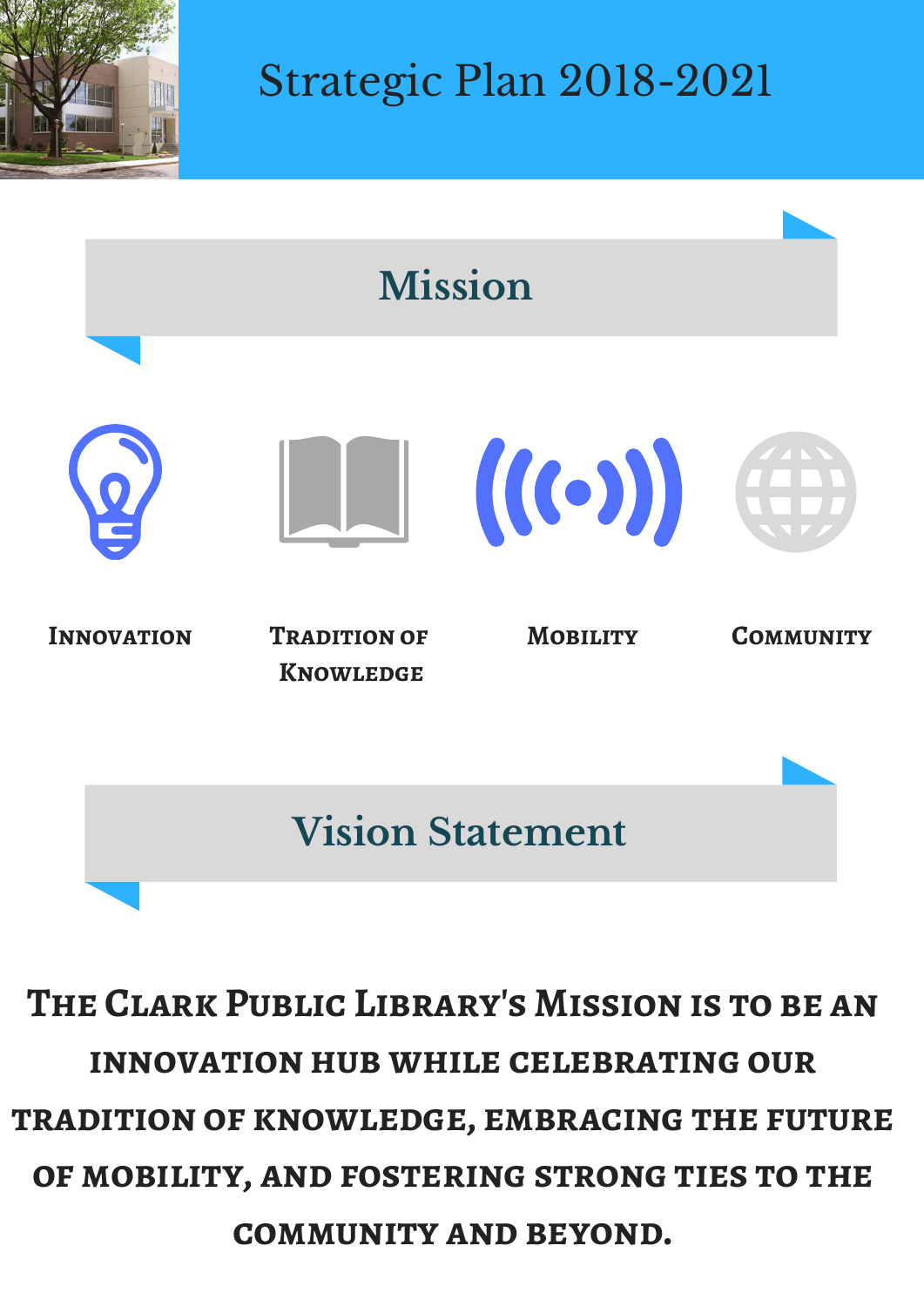# Strategic Plan 2018-2021

## Mission

**Innovation**

**Tradition of Knowledge**

**Mobility**

**Community**

## Vision Statement

**The Clark Public Library's Mission is to be an innovation hub while celebrating our tradition of knowledge, embracing the future of mobility, and fostering strong ties to the community and beyond.**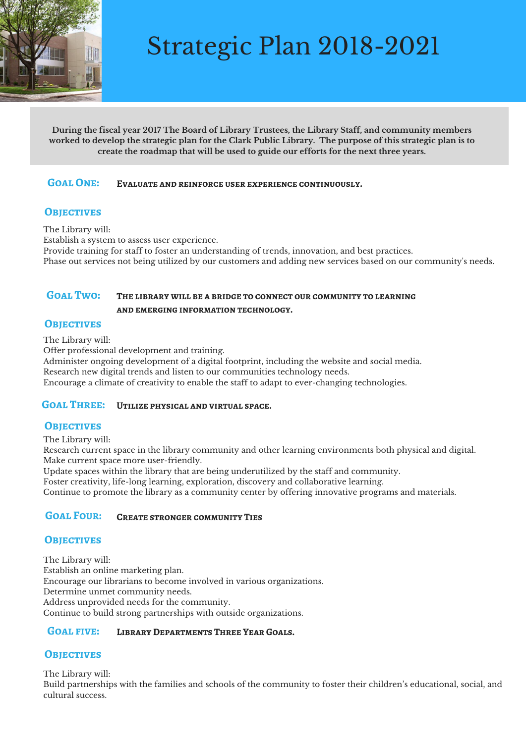# Strategic Plan 2018-2021

**During the fiscal year 2017 The Board of Library Trustees, the Library Staff, and community members worked to develop the strategic plan for the Clark Public Library. The purpose of this strategic plan is to create the roadmap that will be used to guide our efforts for the next three years.**

## Goal One: Evaluate and reinforce user experience continuously.

### Objectives

The Library will:
Establish a system to assess user experience.
Provide training for staff to foster an understanding of trends, innovation, and best practices.
Phase out services not being utilized by our customers and adding new services based on our community's needs.

## Goal Two: The library will be a bridge to connect our community to learning and emerging information technology.

### Objectives

The Library will:
Offer professional development and training.
Administer ongoing development of a digital footprint, including the website and social media.
Research new digital trends and listen to our communities technology needs.
Encourage a climate of creativity to enable the staff to adapt to ever-changing technologies.

## Goal Three: Utilize physical and virtual space.

### Objectives

The Library will:
Research current space in the library community and other learning environments both physical and digital.
Make current space more user-friendly.
Update spaces within the library that are being underutilized by the staff and community.
Foster creativity, life-long learning, exploration, discovery and collaborative learning.
Continue to promote the library as a community center by offering innovative programs and materials.

## Goal Four: Create stronger community Ties

### Objectives

The Library will:
Establish an online marketing plan.
Encourage our librarians to become involved in various organizations.
Determine unmet community needs.
Address unprovided needs for the community.
Continue to build strong partnerships with outside organizations.

## Goal five: Library Departments Three Year Goals.

### Objectives

The Library will:
Build partnerships with the families and schools of the community to foster their children's educational, social, and cultural success.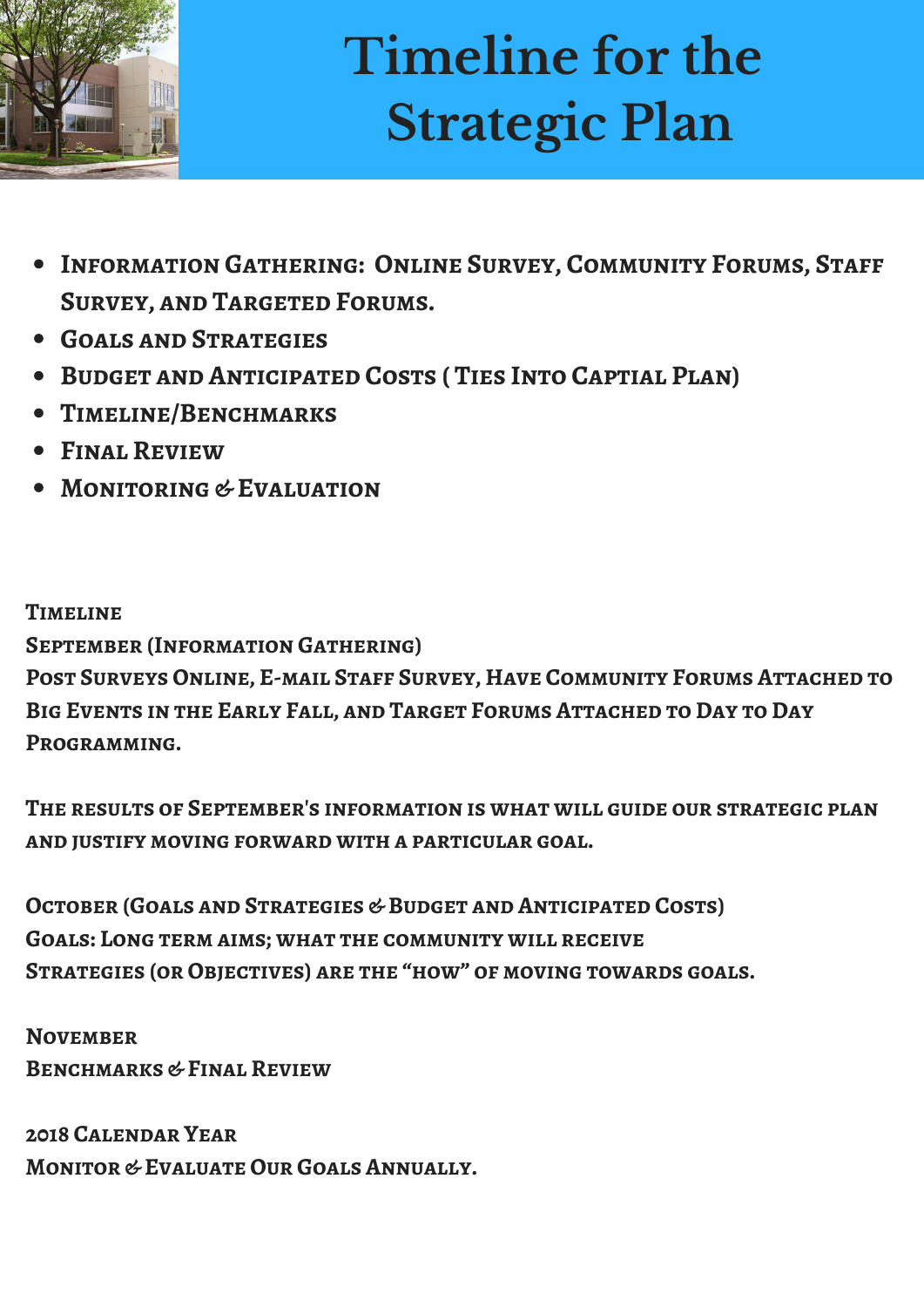# Timeline for the Strategic Plan

- **Information Gathering: Online Survey, Community Forums, Staff Survey, and Targeted Forums.**
- **Goals and Strategies**
- **Budget and Anticipated Costs ( Ties Into Captial Plan)**
- **Timeline/Benchmarks**
- **Final Review**
- **Monitoring & Evaluation**

**Timeline**

**September (Information Gathering)**

**Post Surveys Online, E-mail Staff Survey, Have Community Forums Attached to Big Events in the Early Fall, and Target Forums Attached to Day to Day Programming.**

**The results of September's information is what will guide our strategic plan and justify moving forward with a particular goal.**

**October (Goals and Strategies & Budget and Anticipated Costs)**
**Goals: Long term aims; what the community will receive**
**Strategies (or Objectives) are the "how" of moving towards goals.**

**November**
**Benchmarks & Final Review**

**2018 Calendar Year**
**Monitor & Evaluate Our Goals Annually.**